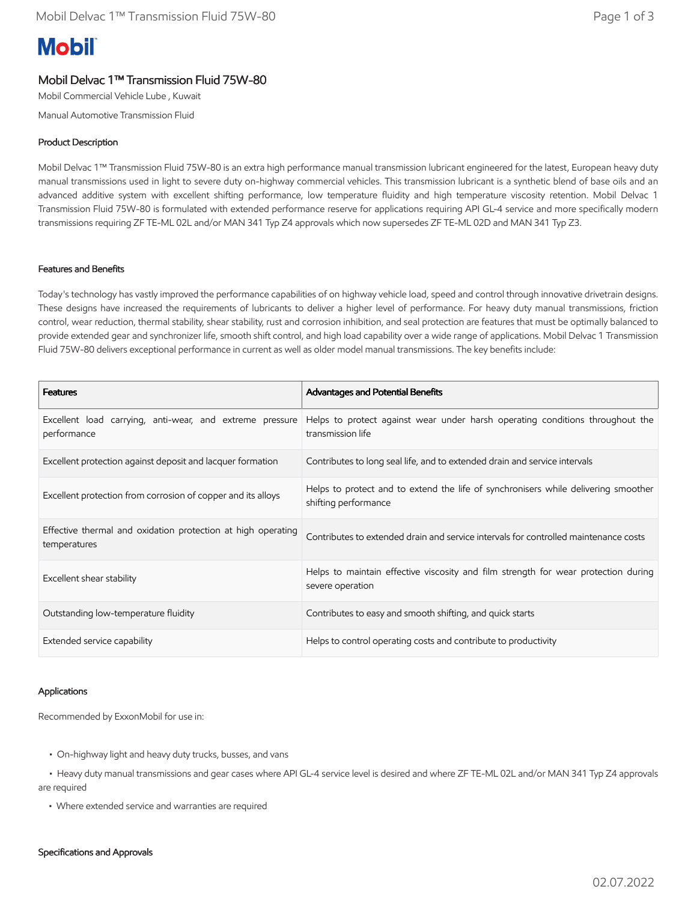Mobil

# Mobil Delvac 1™ Transmission Fluid 75W-80

Mobil Commercial Vehicle Lube , Kuwait

Manual Automotive Transmission Fluid

## Product Description

Mobil Delvac 1™ Transmission Fluid 75W-80 is an extra high performance manual transmission lubricant engineered for the latest, European heavy duty manual transmissions used in light to severe duty on-highway commercial vehicles. This transmission lubricant is a synthetic blend of base oils and an advanced additive system with excellent shifting performance, low temperature fluidity and high temperature viscosity retention. Mobil Delvac 1 Transmission Fluid 75W-80 is formulated with extended performance reserve for applications requiring API GL-4 service and more specifically modern transmissions requiring ZF TE-ML 02L and/or MAN 341 Typ Z4 approvals which now supersedes ZF TE-ML 02D and MAN 341 Typ Z3.

## Features and Benefits

Today's technology has vastly improved the performance capabilities of on highway vehicle load, speed and control through innovative drivetrain designs. These designs have increased the requirements of lubricants to deliver a higher level of performance. For heavy duty manual transmissions, friction control, wear reduction, thermal stability, shear stability, rust and corrosion inhibition, and seal protection are features that must be optimally balanced to provide extended gear and synchronizer life, smooth shift control, and high load capability over a wide range of applications. Mobil Delvac 1 Transmission Fluid 75W-80 delivers exceptional performance in current as well as older model manual transmissions. The key benefits include:

| Features | Advantages and Potential Benefits |
|---|---|
| Excellent load carrying, anti-wear, and extreme pressure performance | Helps to protect against wear under harsh operating conditions throughout the transmission life |
| Excellent protection against deposit and lacquer formation | Contributes to long seal life, and to extended drain and service intervals |
| Excellent protection from corrosion of copper and its alloys | Helps to protect and to extend the life of synchronisers while delivering smoother shifting performance |
| Effective thermal and oxidation protection at high operating temperatures | Contributes to extended drain and service intervals for controlled maintenance costs |
| Excellent shear stability | Helps to maintain effective viscosity and film strength for wear protection during severe operation |
| Outstanding low-temperature fluidity | Contributes to easy and smooth shifting, and quick starts |
| Extended service capability | Helps to control operating costs and contribute to productivity |

## Applications

Recommended by ExxonMobil for use in:

- On-highway light and heavy duty trucks, busses, and vans
- Heavy duty manual transmissions and gear cases where API GL-4 service level is desired and where ZF TE-ML 02L and/or MAN 341 Typ Z4 approvals are required
- Where extended service and warranties are required

## Specifications and Approvals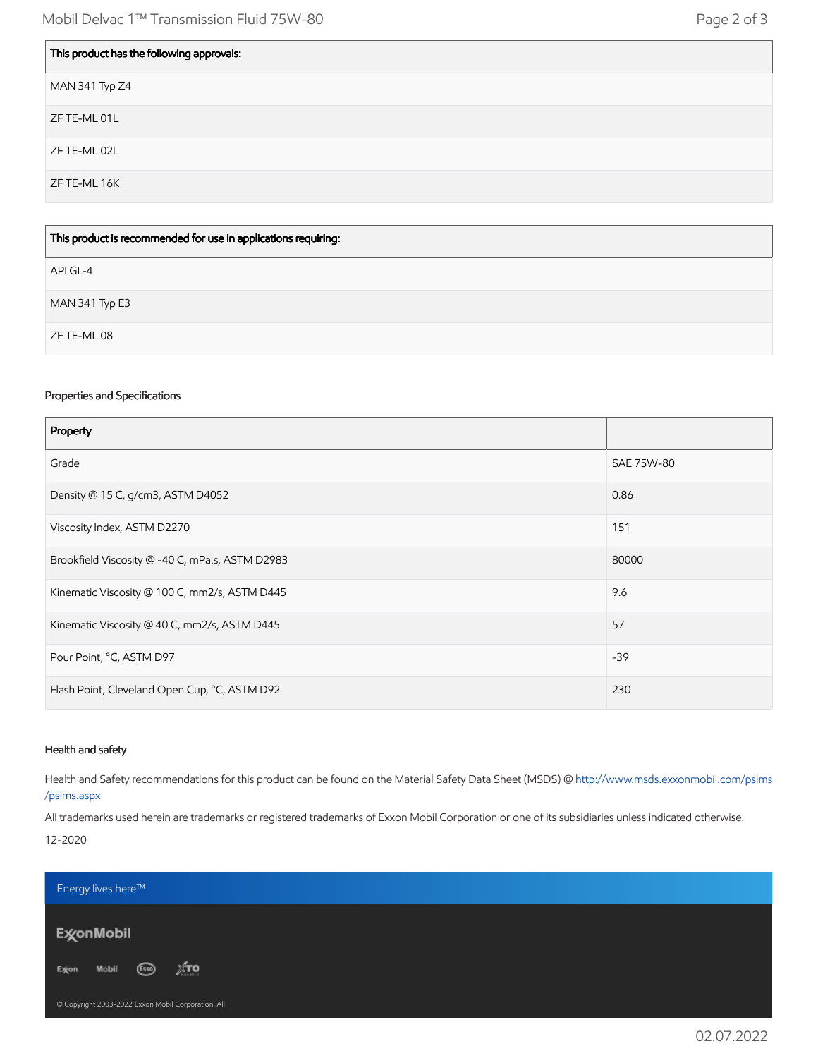| This product has the following approvals: |
| --- |
| MAN 341 Typ Z4 |
| ZF TE-ML 01L |
| ZF TE-ML 02L |
| ZF TE-ML 16K |

| This product is recommended for use in applications requiring: |
| --- |
| API GL-4 |
| MAN 341 Typ E3 |
| ZF TE-ML 08 |

### Properties and Specifications

| Property | |
| --- | --- |
| Grade | SAE 75W-80 |
| Density @ 15 C, g/cm3, ASTM D4052 | 0.86 |
| Viscosity Index, ASTM D2270 | 151 |
| Brookfield Viscosity @ -40 C, mPa.s, ASTM D2983 | 80000 |
| Kinematic Viscosity @ 100 C, mm2/s, ASTM D445 | 9.6 |
| Kinematic Viscosity @ 40 C, mm2/s, ASTM D445 | 57 |
| Pour Point, °C, ASTM D97 | -39 |
| Flash Point, Cleveland Open Cup, °C, ASTM D92 | 230 |

### Health and safety

Health and Safety recommendations for this product can be found on the Material Safety Data Sheet (MSDS) @ http://www.msds.exxonmobil.com/psims/psims.aspx

All trademarks used herein are trademarks or registered trademarks of Exxon Mobil Corporation or one of its subsidiaries unless indicated otherwise.

12-2020

Energy lives here™

ExxonMobil

Exxon Mobil Esso XTO

© Copyright 2003-2022 Exxon Mobil Corporation. All

02.07.2022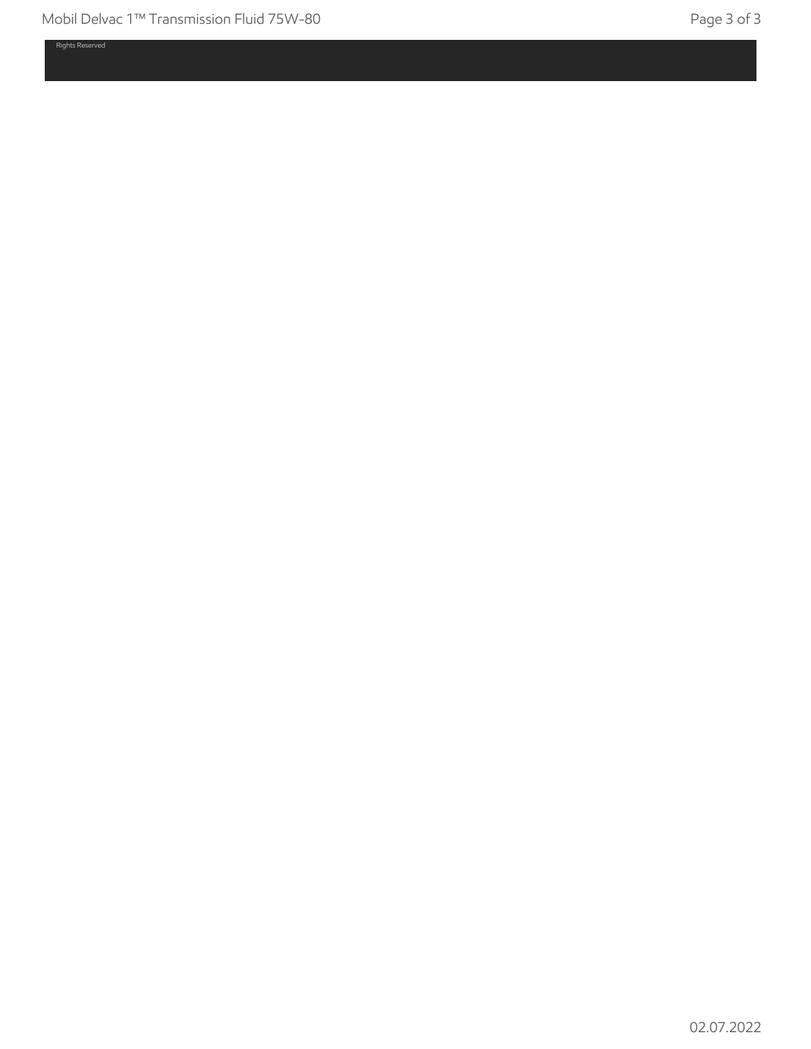Rights Reserved